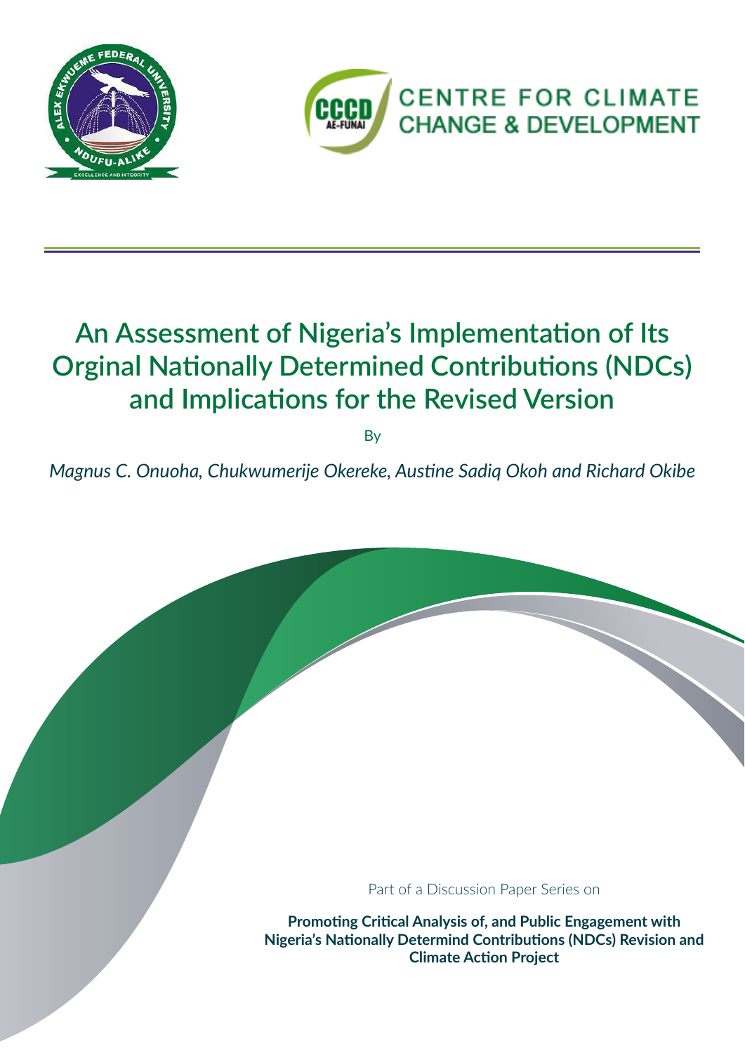ALEX EKWUEME FEDERAL UNIVERSITY NDUFU-ALIKE

EXCELLENCE AND INTEGRITY

CCCD AE-FUNAI

CENTRE FOR CLIMATE CHANGE & DEVELOPMENT

# An Assessment of Nigeria's Implementation of Its Orginal Nationally Determined Contributions (NDCs) and Implications for the Revised Version

By

*Magnus C. Onuoha, Chukwumerije Okereke, Austine Sadiq Okoh and Richard Okibe*

Part of a Discussion Paper Series on

**Promoting Critical Analysis of, and Public Engagement with Nigeria's Nationally Determind Contributions (NDCs) Revision and Climate Action Project**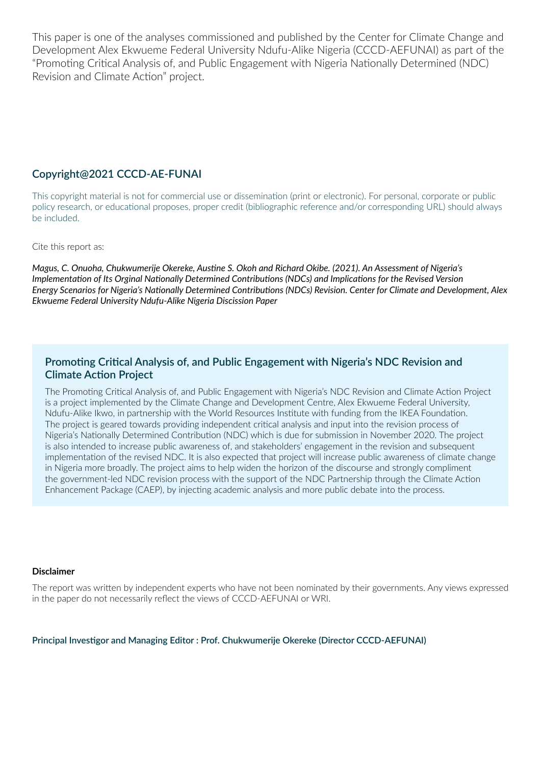This paper is one of the analyses commissioned and published by the Center for Climate Change and Development Alex Ekwueme Federal University Ndufu-Alike Nigeria (CCCD-AEFUNAI) as part of the "Promoting Critical Analysis of, and Public Engagement with Nigeria Nationally Determined (NDC) Revision and Climate Action" project.

## Copyright@2021 CCCD-AE-FUNAI

This copyright material is not for commercial use or dissemination (print or electronic). For personal, corporate or public policy research, or educational proposes, proper credit (bibliographic reference and/or corresponding URL) should always be included.

Cite this report as:

***Magus, C. Onuoha, Chukwumerije Okereke, Austine S. Okoh and Richard Okibe. (2021). An Assessment of Nigeria's Implementation of Its Orginal Nationally Determined Contributions (NDCs) and Implications for the Revised Version Energy Scenarios for Nigeria's Nationally Determined Contributions (NDCs) Revision. Center for Climate and Development, Alex Ekwueme Federal University Ndufu-Alike Nigeria Discission Paper***

## Promoting Critical Analysis of, and Public Engagement with Nigeria's NDC Revision and Climate Action Project

The Promoting Critical Analysis of, and Public Engagement with Nigeria's NDC Revision and Climate Action Project is a project implemented by the Climate Change and Development Centre, Alex Ekwueme Federal University, Ndufu-Alike Ikwo, in partnership with the World Resources Institute with funding from the IKEA Foundation. The project is geared towards providing independent critical analysis and input into the revision process of Nigeria's Nationally Determined Contribution (NDC) which is due for submission in November 2020. The project is also intended to increase public awareness of, and stakeholders' engagement in the revision and subsequent implementation of the revised NDC. It is also expected that project will increase public awareness of climate change in Nigeria more broadly. The project aims to help widen the horizon of the discourse and strongly compliment the government-led NDC revision process with the support of the NDC Partnership through the Climate Action Enhancement Package (CAEP), by injecting academic analysis and more public debate into the process.

**Disclaimer**

The report was written by independent experts who have not been nominated by their governments. Any views expressed in the paper do not necessarily reflect the views of CCCD-AEFUNAI or WRI.

**Principal Investigor and Managing Editor : Prof. Chukwumerije Okereke (Director CCCD-AEFUNAI)**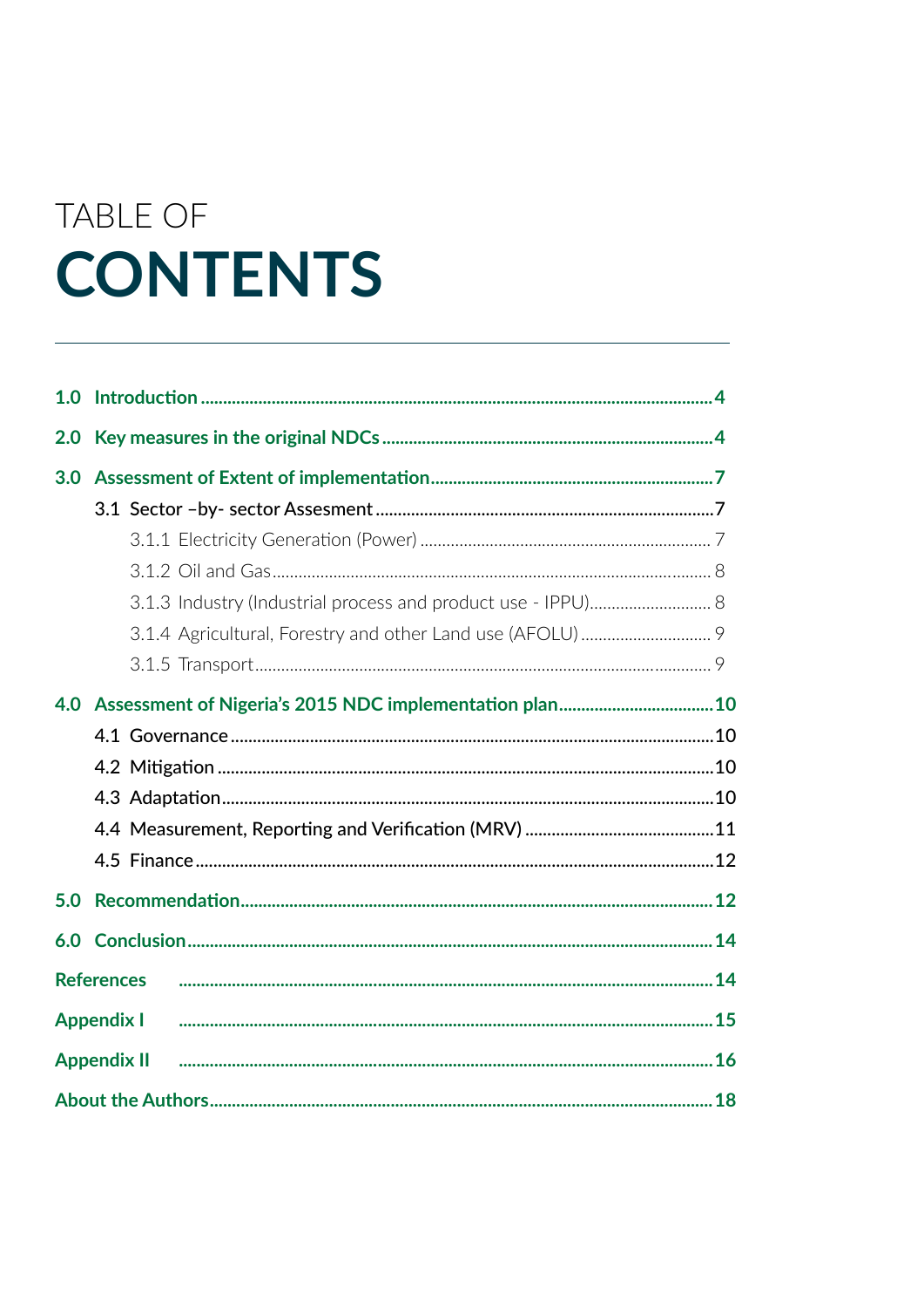# TABLE OF CONTENTS

- **1.0 Introduction** ..... 4
- **2.0 Key measures in the original NDCs** ..... 4
- **3.0 Assessment of Extent of implementation** ..... 7
  - 3.1 Sector –by- sector Assesment ..... 7
    - 3.1.1 Electricity Generation (Power) ..... 7
    - 3.1.2 Oil and Gas ..... 8
    - 3.1.3 Industry (Industrial process and product use - IPPU) ..... 8
    - 3.1.4 Agricultural, Forestry and other Land use (AFOLU) ..... 9
    - 3.1.5 Transport ..... 9
- **4.0 Assessment of Nigeria's 2015 NDC implementation plan** ..... 10
  - 4.1 Governance ..... 10
  - 4.2 Mitigation ..... 10
  - 4.3 Adaptation ..... 10
  - 4.4 Measurement, Reporting and Verification (MRV) ..... 11
  - 4.5 Finance ..... 12
- **5.0 Recommendation** ..... 12
- **6.0 Conclusion** ..... 14
- **References** ..... 14
- **Appendix I** ..... 15
- **Appendix II** ..... 16
- **About the Authors** ..... 18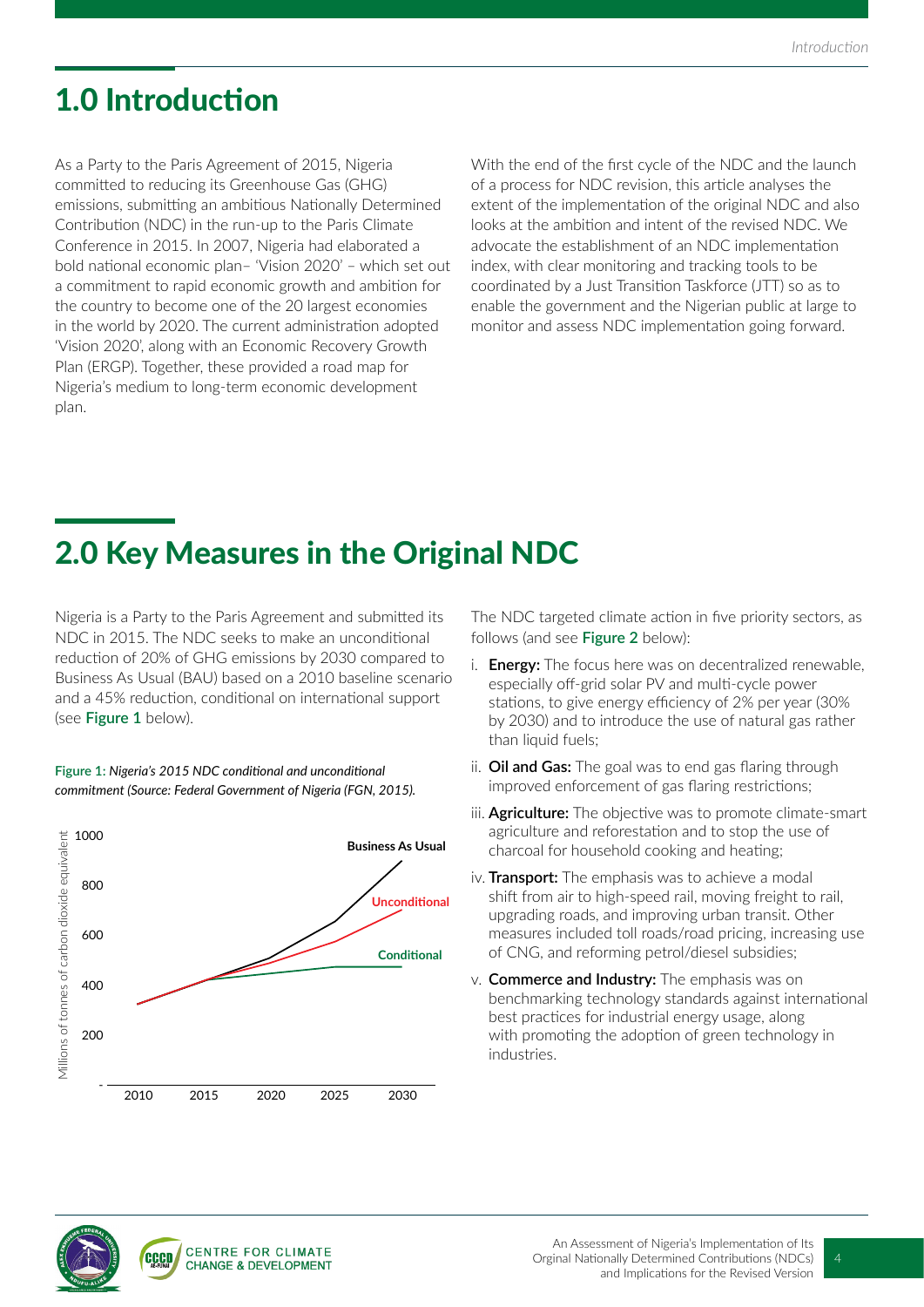# 1.0 Introduction

As a Party to the Paris Agreement of 2015, Nigeria committed to reducing its Greenhouse Gas (GHG) emissions, submitting an ambitious Nationally Determined Contribution (NDC) in the run-up to the Paris Climate Conference in 2015. In 2007, Nigeria had elaborated a bold national economic plan– 'Vision 2020' – which set out a commitment to rapid economic growth and ambition for the country to become one of the 20 largest economies in the world by 2020. The current administration adopted 'Vision 2020', along with an Economic Recovery Growth Plan (ERGP). Together, these provided a road map for Nigeria's medium to long-term economic development plan.

With the end of the first cycle of the NDC and the launch of a process for NDC revision, this article analyses the extent of the implementation of the original NDC and also looks at the ambition and intent of the revised NDC. We advocate the establishment of an NDC implementation index, with clear monitoring and tracking tools to be coordinated by a Just Transition Taskforce (JTT) so as to enable the government and the Nigerian public at large to monitor and assess NDC implementation going forward.

# 2.0 Key Measures in the Original NDC

Nigeria is a Party to the Paris Agreement and submitted its NDC in 2015. The NDC seeks to make an unconditional reduction of 20% of GHG emissions by 2030 compared to Business As Usual (BAU) based on a 2010 baseline scenario and a 45% reduction, conditional on international support (see **Figure 1** below).

**Figure 1:** *Nigeria's 2015 NDC conditional and unconditional commitment (Source: Federal Government of Nigeria (FGN, 2015).*

The NDC targeted climate action in five priority sectors, as follows (and see **Figure 2** below):

i. **Energy:** The focus here was on decentralized renewable, especially off-grid solar PV and multi-cycle power stations, to give energy efficiency of 2% per year (30% by 2030) and to introduce the use of natural gas rather than liquid fuels;

ii. **Oil and Gas:** The goal was to end gas flaring through improved enforcement of gas flaring restrictions;

iii. **Agriculture:** The objective was to promote climate-smart agriculture and reforestation and to stop the use of charcoal for household cooking and heating;

iv. **Transport:** The emphasis was to achieve a modal shift from air to high-speed rail, moving freight to rail, upgrading roads, and improving urban transit. Other measures included toll roads/road pricing, increasing use of CNG, and reforming petrol/diesel subsidies;

v. **Commerce and Industry:** The emphasis was on benchmarking technology standards against international best practices for industrial energy usage, along with promoting the adoption of green technology in industries.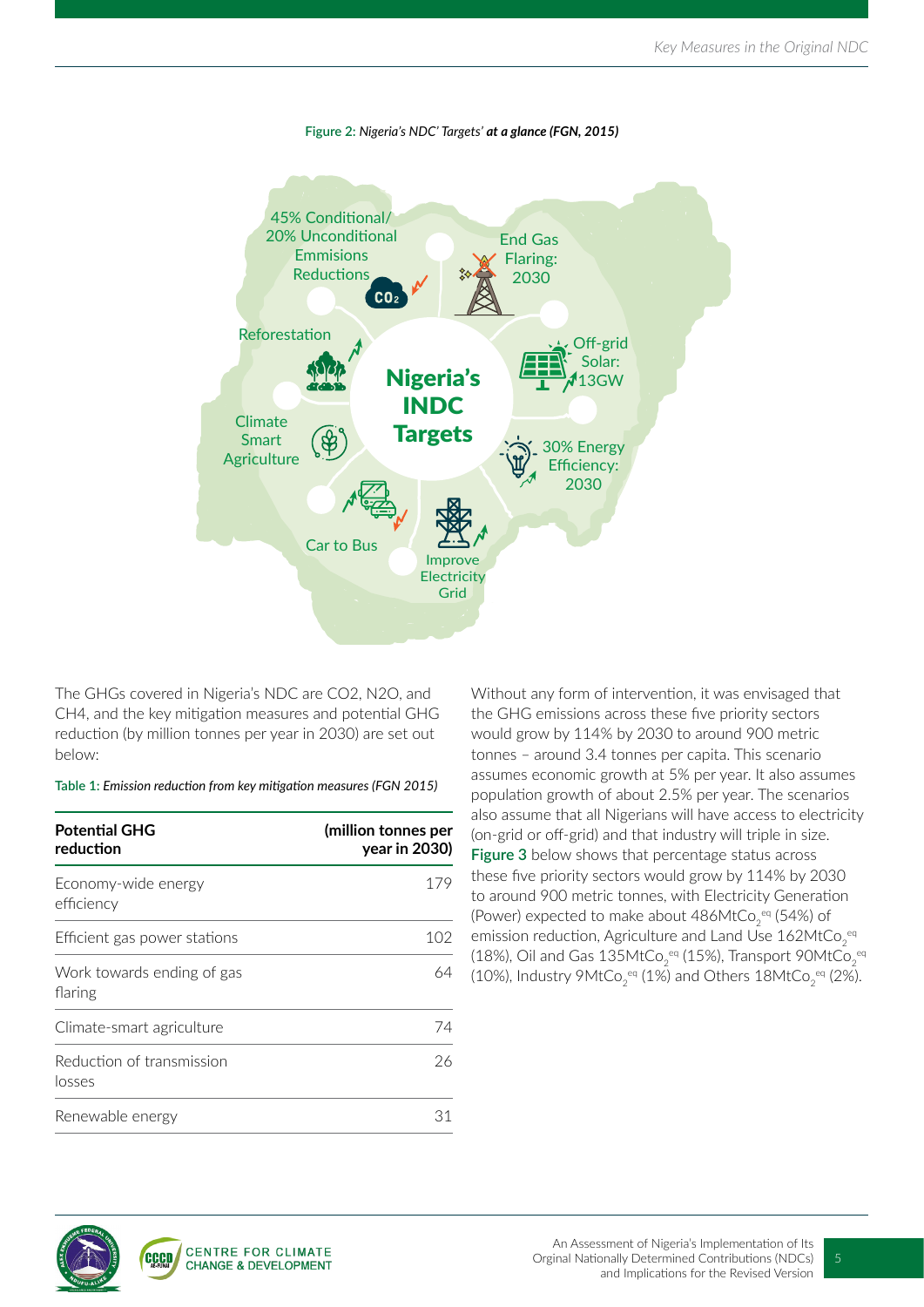**Figure 2:** *Nigeria's NDC' Targets' **at a glance (FGN, 2015)***

Nigeria's INDC Targets

45% Conditional/ 20% Unconditional Emmisions Reductions

End Gas Flaring: 2030

Off-grid Solar: 13GW

30% Energy Efficiency: 2030

Improve Electricity Grid

Car to Bus

Climate Smart Agriculture

Reforestation

The GHGs covered in Nigeria's NDC are CO2, N2O, and CH4, and the key mitigation measures and potential GHG reduction (by million tonnes per year in 2030) are set out below:

**Table 1:** *Emission reduction from key mitigation measures (FGN 2015)*

| Potential GHG reduction | (million tonnes per year in 2030) |
|---|---|
| Economy-wide energy efficiency | 179 |
| Efficient gas power stations | 102 |
| Work towards ending of gas flaring | 64 |
| Climate-smart agriculture | 74 |
| Reduction of transmission losses | 26 |
| Renewable energy | 31 |

Without any form of intervention, it was envisaged that the GHG emissions across these five priority sectors would grow by 114% by 2030 to around 900 metric tonnes – around 3.4 tonnes per capita. This scenario assumes economic growth at 5% per year. It also assumes population growth of about 2.5% per year. The scenarios also assume that all Nigerians will have access to electricity (on-grid or off-grid) and that industry will triple in size. **Figure 3** below shows that percentage status across these five priority sectors would grow by 114% by 2030 to around 900 metric tonnes, with Electricity Generation (Power) expected to make about 486MtCo$_2$$^{eq}$ (54%) of emission reduction, Agriculture and Land Use 162MtCo$_2$$^{eq}$ (18%), Oil and Gas 135MtCo$_2$$^{eq}$ (15%), Transport 90MtCo$_2$$^{eq}$ (10%), Industry 9MtCo$_2$$^{eq}$ (1%) and Others 18MtCo$_2$$^{eq}$ (2%).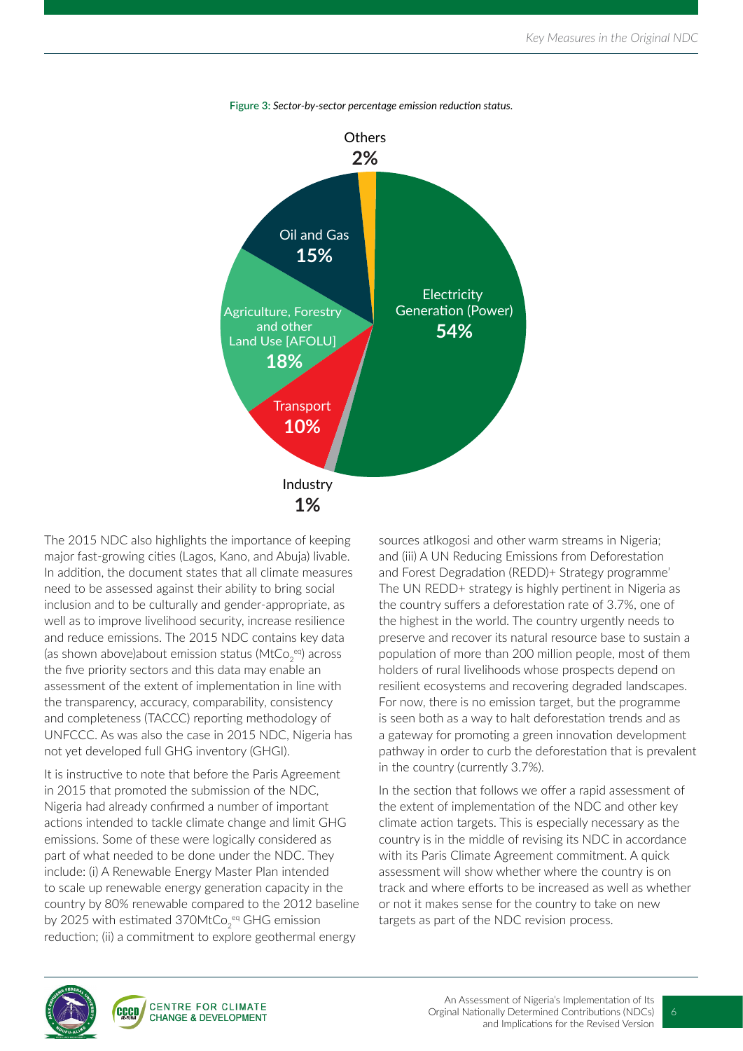**Figure 3:** *Sector-by-sector percentage emission reduction status.*

Others
**2%**

Oil and Gas
**15%**

Electricity Generation (Power)
**54%**

Agriculture, Forestry and other Land Use [AFOLU]
**18%**

Transport
**10%**

Industry
**1%**

The 2015 NDC also highlights the importance of keeping major fast-growing cities (Lagos, Kano, and Abuja) livable. In addition, the document states that all climate measures need to be assessed against their ability to bring social inclusion and to be culturally and gender-appropriate, as well as to improve livelihood security, increase resilience and reduce emissions. The 2015 NDC contains key data (as shown above)about emission status ($MtCo_2^{eq}$) across the five priority sectors and this data may enable an assessment of the extent of implementation in line with the transparency, accuracy, comparability, consistency and completeness (TACCC) reporting methodology of UNFCCC. As was also the case in 2015 NDC, Nigeria has not yet developed full GHG inventory (GHGI).

It is instructive to note that before the Paris Agreement in 2015 that promoted the submission of the NDC, Nigeria had already confirmed a number of important actions intended to tackle climate change and limit GHG emissions. Some of these were logically considered as part of what needed to be done under the NDC. They include: (i) A Renewable Energy Master Plan intended to scale up renewable energy generation capacity in the country by 80% renewable compared to the 2012 baseline by 2025 with estimated $370MtCo_2^{eq}$ GHG emission reduction; (ii) a commitment to explore geothermal energy sources atIkogosi and other warm streams in Nigeria; and (iii) A UN Reducing Emissions from Deforestation and Forest Degradation (REDD)+ Strategy programme' The UN REDD+ strategy is highly pertinent in Nigeria as the country suffers a deforestation rate of 3.7%, one of the highest in the world. The country urgently needs to preserve and recover its natural resource base to sustain a population of more than 200 million people, most of them holders of rural livelihoods whose prospects depend on resilient ecosystems and recovering degraded landscapes. For now, there is no emission target, but the programme is seen both as a way to halt deforestation trends and as a gateway for promoting a green innovation development pathway in order to curb the deforestation that is prevalent in the country (currently 3.7%).

In the section that follows we offer a rapid assessment of the extent of implementation of the NDC and other key climate action targets. This is especially necessary as the country is in the middle of revising its NDC in accordance with its Paris Climate Agreement commitment. A quick assessment will show whether where the country is on track and where efforts to be increased as well as whether or not it makes sense for the country to take on new targets as part of the NDC revision process.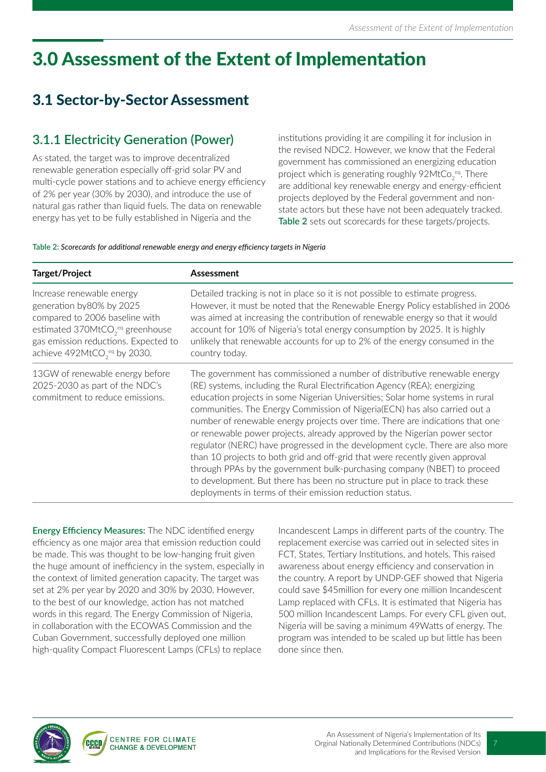# 3.0 Assessment of the Extent of Implementation

## 3.1 Sector-by-Sector Assessment

### 3.1.1 Electricity Generation (Power)

As stated, the target was to improve decentralized renewable generation especially off-grid solar PV and multi-cycle power stations and to achieve energy efficiency of 2% per year (30% by 2030), and introduce the use of natural gas rather than liquid fuels. The data on renewable energy has yet to be fully established in Nigeria and the institutions providing it are compiling it for inclusion in the revised NDC2. However, we know that the Federal government has commissioned an energizing education project which is generating roughly 92MtCo$_2$$^{eq}$. There are additional key renewable energy and energy-efficient projects deployed by the Federal government and non-state actors but these have not been adequately tracked. **Table 2** sets out scorecards for these targets/projects.

**Table 2:** *Scorecards for additional renewable energy and energy efficiency targets in Nigeria*

| Target/Project | Assessment |
|---|---|
| Increase renewable energy generation by80% by 2025 compared to 2006 baseline with estimated 370MtCO$_2$$^{eq}$ greenhouse gas emission reductions. Expected to achieve 492MtCO$_2$$^{eq}$ by 2030. | Detailed tracking is not in place so it is not possible to estimate progress. However, it must be noted that the Renewable Energy Policy established in 2006 was aimed at increasing the contribution of renewable energy so that it would account for 10% of Nigeria's total energy consumption by 2025. It is highly unlikely that renewable accounts for up to 2% of the energy consumed in the country today. |
| 13GW of renewable energy before 2025-2030 as part of the NDC's commitment to reduce emissions. | The government has commissioned a number of distributive renewable energy (RE) systems, including the Rural Electrification Agency (REA); energizing education projects in some Nigerian Universities; Solar home systems in rural communities. The Energy Commission of Nigeria(ECN) has also carried out a number of renewable energy projects over time. There are indications that one or renewable power projects, already approved by the Nigerian power sector regulator (NERC) have progressed in the development cycle. There are also more than 10 projects to both grid and off-grid that were recently given approval through PPAs by the government bulk-purchasing company (NBET) to proceed to development. But there has been no structure put in place to track these deployments in terms of their emission reduction status. |

**Energy Efficiency Measures:** The NDC identified energy efficiency as one major area that emission reduction could be made. This was thought to be low-hanging fruit given the huge amount of inefficiency in the system, especially in the context of limited generation capacity. The target was set at 2% per year by 2020 and 30% by 2030. However, to the best of our knowledge, action has not matched words in this regard. The Energy Commission of Nigeria, in collaboration with the ECOWAS Commission and the Cuban Government, successfully deployed one million high-quality Compact Fluorescent Lamps (CFLs) to replace Incandescent Lamps in different parts of the country. The replacement exercise was carried out in selected sites in FCT, States, Tertiary Institutions, and hotels. This raised awareness about energy efficiency and conservation in the country. A report by UNDP-GEF showed that Nigeria could save $45million for every one million Incandescent Lamp replaced with CFLs. It is estimated that Nigeria has 500 million Incandescent Lamps. For every CFL given out, Nigeria will be saving a minimum 49Watts of energy. The program was intended to be scaled up but little has been done since then.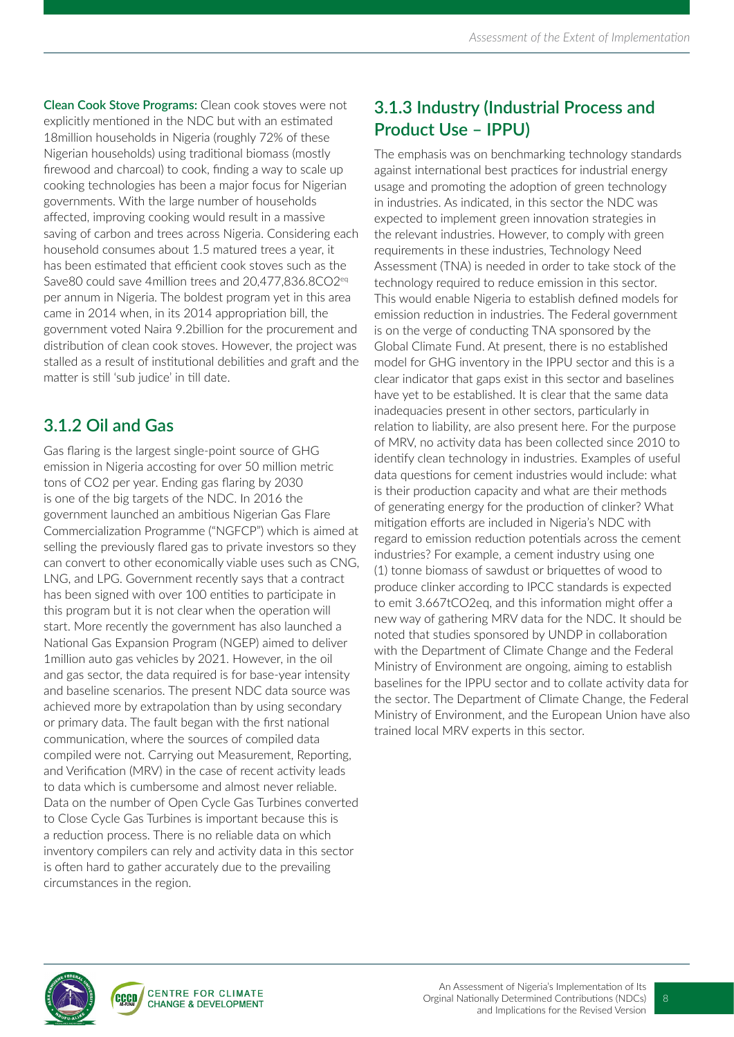**Clean Cook Stove Programs:** Clean cook stoves were not explicitly mentioned in the NDC but with an estimated 18million households in Nigeria (roughly 72% of these Nigerian households) using traditional biomass (mostly firewood and charcoal) to cook, finding a way to scale up cooking technologies has been a major focus for Nigerian governments. With the large number of households affected, improving cooking would result in a massive saving of carbon and trees across Nigeria. Considering each household consumes about 1.5 matured trees a year, it has been estimated that efficient cook stoves such as the Save80 could save 4million trees and 20,477,836.8$CO_2^{eq}$ per annum in Nigeria. The boldest program yet in this area came in 2014 when, in its 2014 appropriation bill, the government voted Naira 9.2billion for the procurement and distribution of clean cook stoves. However, the project was stalled as a result of institutional debilities and graft and the matter is still 'sub judice' in till date.

## 3.1.2 Oil and Gas

Gas flaring is the largest single-point source of GHG emission in Nigeria accosting for over 50 million metric tons of $CO_2$ per year. Ending gas flaring by 2030 is one of the big targets of the NDC. In 2016 the government launched an ambitious Nigerian Gas Flare Commercialization Programme ("NGFCP") which is aimed at selling the previously flared gas to private investors so they can convert to other economically viable uses such as CNG, LNG, and LPG. Government recently says that a contract has been signed with over 100 entities to participate in this program but it is not clear when the operation will start. More recently the government has also launched a National Gas Expansion Program (NGEP) aimed to deliver 1million auto gas vehicles by 2021. However, in the oil and gas sector, the data required is for base-year intensity and baseline scenarios. The present NDC data source was achieved more by extrapolation than by using secondary or primary data. The fault began with the first national communication, where the sources of compiled data compiled were not. Carrying out Measurement, Reporting, and Verification (MRV) in the case of recent activity leads to data which is cumbersome and almost never reliable. Data on the number of Open Cycle Gas Turbines converted to Close Cycle Gas Turbines is important because this is a reduction process. There is no reliable data on which inventory compilers can rely and activity data in this sector is often hard to gather accurately due to the prevailing circumstances in the region.

## 3.1.3 Industry (Industrial Process and Product Use – IPPU)

The emphasis was on benchmarking technology standards against international best practices for industrial energy usage and promoting the adoption of green technology in industries. As indicated, in this sector the NDC was expected to implement green innovation strategies in the relevant industries. However, to comply with green requirements in these industries, Technology Need Assessment (TNA) is needed in order to take stock of the technology required to reduce emission in this sector. This would enable Nigeria to establish defined models for emission reduction in industries. The Federal government is on the verge of conducting TNA sponsored by the Global Climate Fund. At present, there is no established model for GHG inventory in the IPPU sector and this is a clear indicator that gaps exist in this sector and baselines have yet to be established. It is clear that the same data inadequacies present in other sectors, particularly in relation to liability, are also present here. For the purpose of MRV, no activity data has been collected since 2010 to identify clean technology in industries. Examples of useful data questions for cement industries would include: what is their production capacity and what are their methods of generating energy for the production of clinker? What mitigation efforts are included in Nigeria's NDC with regard to emission reduction potentials across the cement industries? For example, a cement industry using one (1) tonne biomass of sawdust or briquettes of wood to produce clinker according to IPCC standards is expected to emit 3.667t$CO_2$eq, and this information might offer a new way of gathering MRV data for the NDC. It should be noted that studies sponsored by UNDP in collaboration with the Department of Climate Change and the Federal Ministry of Environment are ongoing, aiming to establish baselines for the IPPU sector and to collate activity data for the sector. The Department of Climate Change, the Federal Ministry of Environment, and the European Union have also trained local MRV experts in this sector.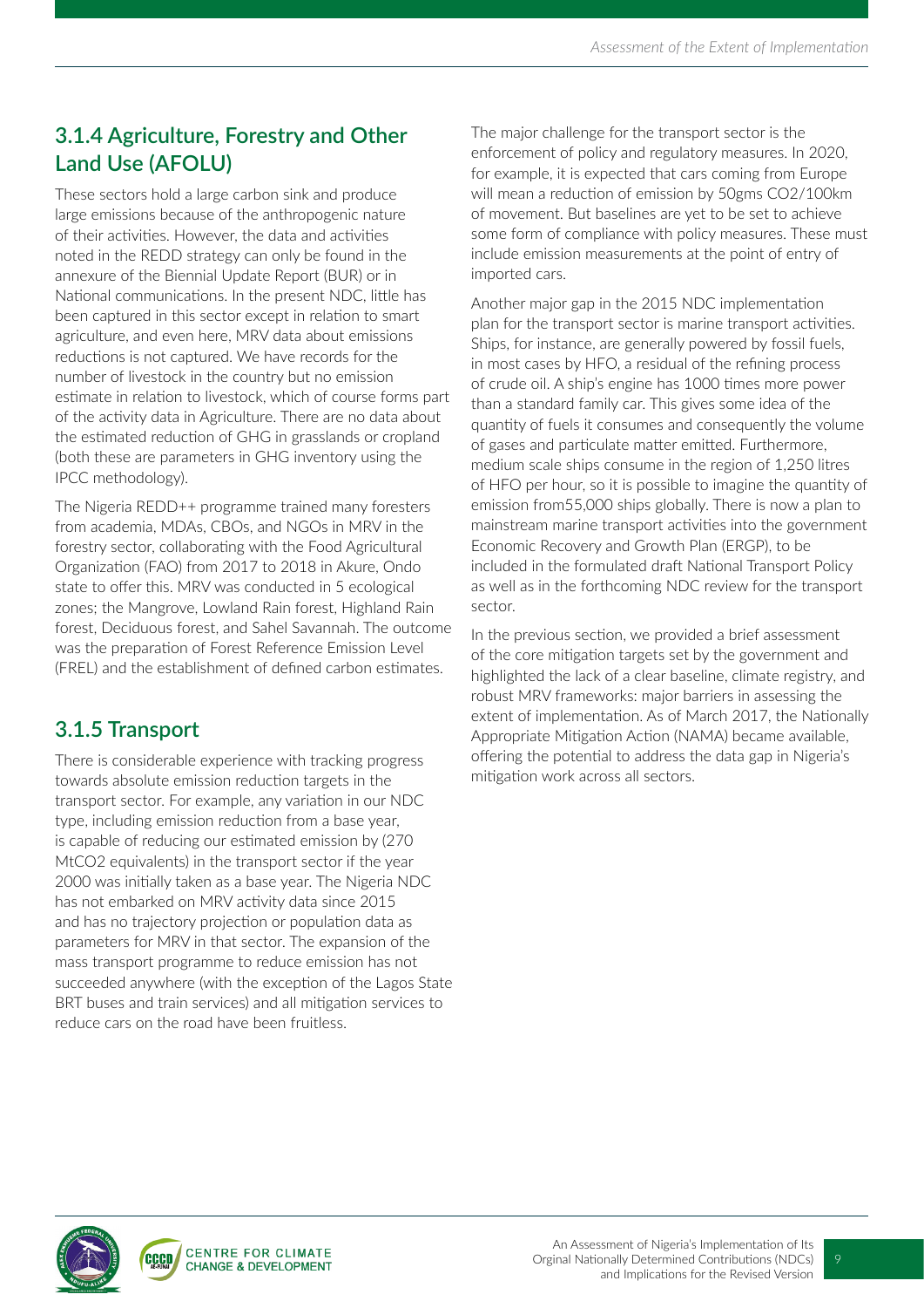### 3.1.4 Agriculture, Forestry and Other Land Use (AFOLU)

These sectors hold a large carbon sink and produce large emissions because of the anthropogenic nature of their activities. However, the data and activities noted in the REDD strategy can only be found in the annexure of the Biennial Update Report (BUR) or in National communications. In the present NDC, little has been captured in this sector except in relation to smart agriculture, and even here, MRV data about emissions reductions is not captured. We have records for the number of livestock in the country but no emission estimate in relation to livestock, which of course forms part of the activity data in Agriculture. There are no data about the estimated reduction of GHG in grasslands or cropland (both these are parameters in GHG inventory using the IPCC methodology).

The Nigeria REDD++ programme trained many foresters from academia, MDAs, CBOs, and NGOs in MRV in the forestry sector, collaborating with the Food Agricultural Organization (FAO) from 2017 to 2018 in Akure, Ondo state to offer this. MRV was conducted in 5 ecological zones; the Mangrove, Lowland Rain forest, Highland Rain forest, Deciduous forest, and Sahel Savannah. The outcome was the preparation of Forest Reference Emission Level (FREL) and the establishment of defined carbon estimates.

### 3.1.5 Transport

There is considerable experience with tracking progress towards absolute emission reduction targets in the transport sector. For example, any variation in our NDC type, including emission reduction from a base year, is capable of reducing our estimated emission by (270 $MtCO_2$ equivalents) in the transport sector if the year 2000 was initially taken as a base year. The Nigeria NDC has not embarked on MRV activity data since 2015 and has no trajectory projection or population data as parameters for MRV in that sector. The expansion of the mass transport programme to reduce emission has not succeeded anywhere (with the exception of the Lagos State BRT buses and train services) and all mitigation services to reduce cars on the road have been fruitless.

The major challenge for the transport sector is the enforcement of policy and regulatory measures. In 2020, for example, it is expected that cars coming from Europe will mean a reduction of emission by 50gms $CO_2$/100km of movement. But baselines are yet to be set to achieve some form of compliance with policy measures. These must include emission measurements at the point of entry of imported cars.

Another major gap in the 2015 NDC implementation plan for the transport sector is marine transport activities. Ships, for instance, are generally powered by fossil fuels, in most cases by HFO, a residual of the refining process of crude oil. A ship's engine has 1000 times more power than a standard family car. This gives some idea of the quantity of fuels it consumes and consequently the volume of gases and particulate matter emitted. Furthermore, medium scale ships consume in the region of 1,250 litres of HFO per hour, so it is possible to imagine the quantity of emission from55,000 ships globally. There is now a plan to mainstream marine transport activities into the government Economic Recovery and Growth Plan (ERGP), to be included in the formulated draft National Transport Policy as well as in the forthcoming NDC review for the transport sector.

In the previous section, we provided a brief assessment of the core mitigation targets set by the government and highlighted the lack of a clear baseline, climate registry, and robust MRV frameworks: major barriers in assessing the extent of implementation. As of March 2017, the Nationally Appropriate Mitigation Action (NAMA) became available, offering the potential to address the data gap in Nigeria's mitigation work across all sectors.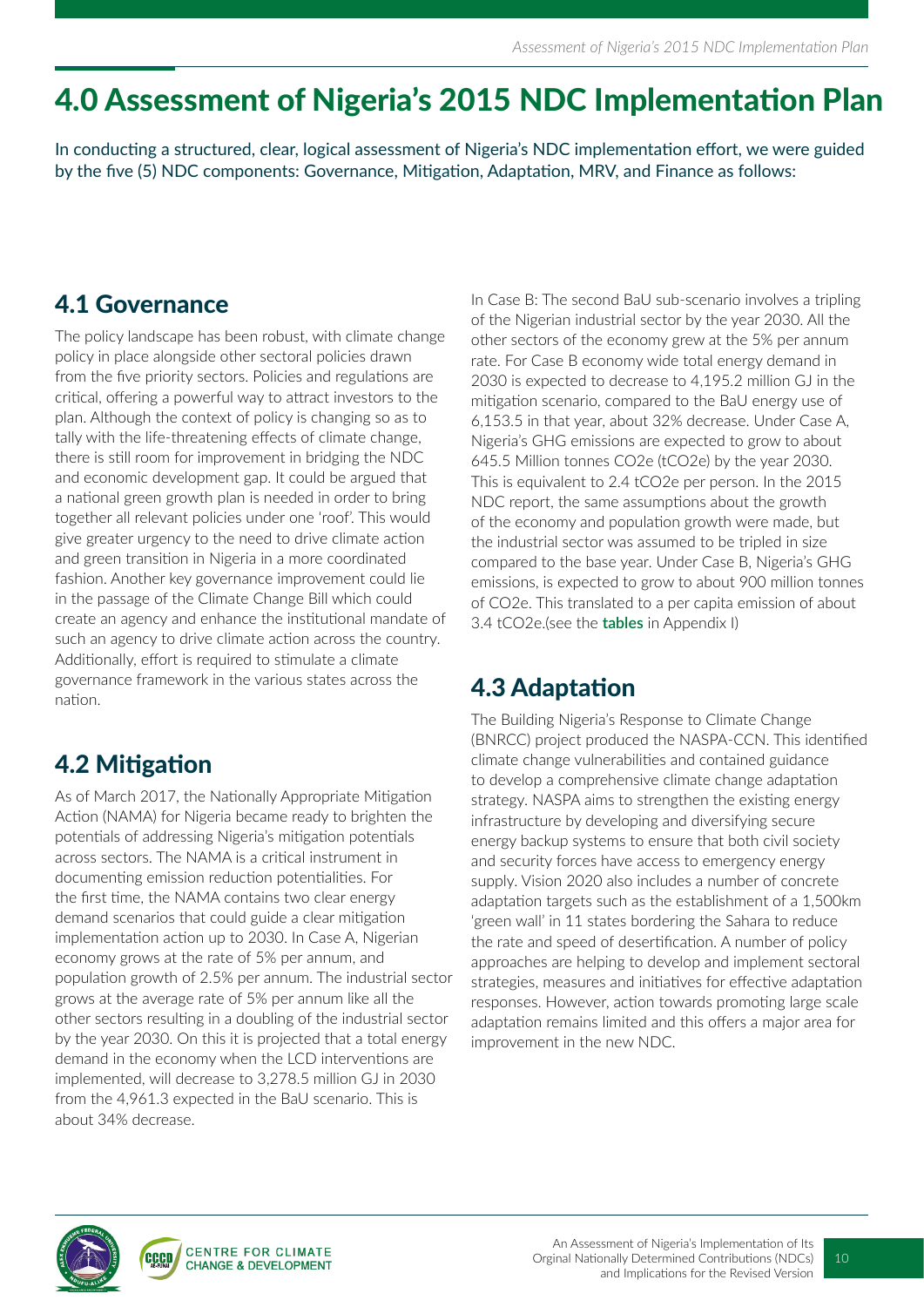# 4.0 Assessment of Nigeria's 2015 NDC Implementation Plan

In conducting a structured, clear, logical assessment of Nigeria's NDC implementation effort, we were guided by the five (5) NDC components: Governance, Mitigation, Adaptation, MRV, and Finance as follows:

## 4.1 Governance

The policy landscape has been robust, with climate change policy in place alongside other sectoral policies drawn from the five priority sectors. Policies and regulations are critical, offering a powerful way to attract investors to the plan. Although the context of policy is changing so as to tally with the life-threatening effects of climate change, there is still room for improvement in bridging the NDC and economic development gap. It could be argued that a national green growth plan is needed in order to bring together all relevant policies under one 'roof'. This would give greater urgency to the need to drive climate action and green transition in Nigeria in a more coordinated fashion. Another key governance improvement could lie in the passage of the Climate Change Bill which could create an agency and enhance the institutional mandate of such an agency to drive climate action across the country. Additionally, effort is required to stimulate a climate governance framework in the various states across the nation.

## 4.2 Mitigation

As of March 2017, the Nationally Appropriate Mitigation Action (NAMA) for Nigeria became ready to brighten the potentials of addressing Nigeria's mitigation potentials across sectors. The NAMA is a critical instrument in documenting emission reduction potentialities. For the first time, the NAMA contains two clear energy demand scenarios that could guide a clear mitigation implementation action up to 2030. In Case A, Nigerian economy grows at the rate of 5% per annum, and population growth of 2.5% per annum. The industrial sector grows at the average rate of 5% per annum like all the other sectors resulting in a doubling of the industrial sector by the year 2030. On this it is projected that a total energy demand in the economy when the LCD interventions are implemented, will decrease to 3,278.5 million GJ in 2030 from the 4,961.3 expected in the BaU scenario. This is about 34% decrease.

In Case B: The second BaU sub-scenario involves a tripling of the Nigerian industrial sector by the year 2030. All the other sectors of the economy grew at the 5% per annum rate. For Case B economy wide total energy demand in 2030 is expected to decrease to 4,195.2 million GJ in the mitigation scenario, compared to the BaU energy use of 6,153.5 in that year, about 32% decrease. Under Case A, Nigeria's GHG emissions are expected to grow to about 645.5 Million tonnes CO2e (tCO2e) by the year 2030. This is equivalent to 2.4 tCO2e per person. In the 2015 NDC report, the same assumptions about the growth of the economy and population growth were made, but the industrial sector was assumed to be tripled in size compared to the base year. Under Case B, Nigeria's GHG emissions, is expected to grow to about 900 million tonnes of CO2e. This translated to a per capita emission of about 3.4 tCO2e.(see the **tables** in Appendix I)

## 4.3 Adaptation

The Building Nigeria's Response to Climate Change (BNRCC) project produced the NASPA-CCN. This identified climate change vulnerabilities and contained guidance to develop a comprehensive climate change adaptation strategy. NASPA aims to strengthen the existing energy infrastructure by developing and diversifying secure energy backup systems to ensure that both civil society and security forces have access to emergency energy supply. Vision 2020 also includes a number of concrete adaptation targets such as the establishment of a 1,500km 'green wall' in 11 states bordering the Sahara to reduce the rate and speed of desertification. A number of policy approaches are helping to develop and implement sectoral strategies, measures and initiatives for effective adaptation responses. However, action towards promoting large scale adaptation remains limited and this offers a major area for improvement in the new NDC.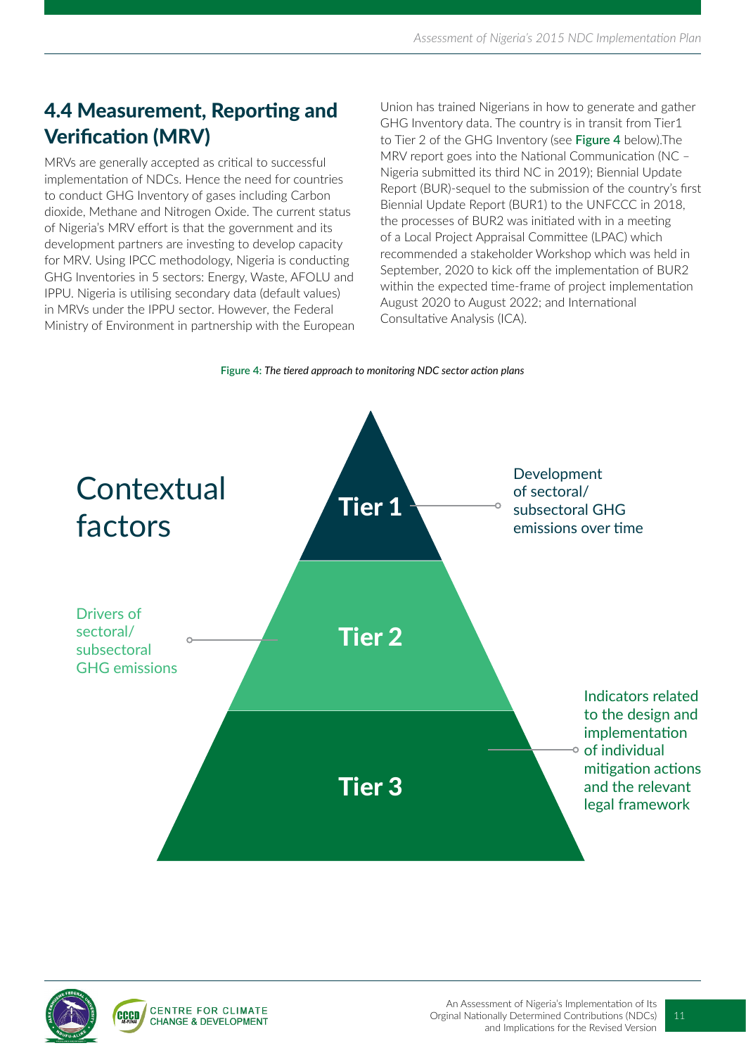## 4.4 Measurement, Reporting and Verification (MRV)

MRVs are generally accepted as critical to successful implementation of NDCs. Hence the need for countries to conduct GHG Inventory of gases including Carbon dioxide, Methane and Nitrogen Oxide. The current status of Nigeria's MRV effort is that the government and its development partners are investing to develop capacity for MRV. Using IPCC methodology, Nigeria is conducting GHG Inventories in 5 sectors: Energy, Waste, AFOLU and IPPU. Nigeria is utilising secondary data (default values) in MRVs under the IPPU sector. However, the Federal Ministry of Environment in partnership with the European Union has trained Nigerians in how to generate and gather GHG Inventory data. The country is in transit from Tier1 to Tier 2 of the GHG Inventory (see **Figure 4** below).The MRV report goes into the National Communication (NC – Nigeria submitted its third NC in 2019); Biennial Update Report (BUR)-sequel to the submission of the country's first Biennial Update Report (BUR1) to the UNFCCC in 2018, the processes of BUR2 was initiated with in a meeting of a Local Project Appraisal Committee (LPAC) which recommended a stakeholder Workshop which was held in September, 2020 to kick off the implementation of BUR2 within the expected time-frame of project implementation August 2020 to August 2022; and International Consultative Analysis (ICA).

**Figure 4:** *The tiered approach to monitoring NDC sector action plans*

Contextual factors

- **Tier 1** — Development of sectoral/ subsectoral GHG emissions over time
- **Tier 2** — Drivers of sectoral/ subsectoral GHG emissions
- **Tier 3** — Indicators related to the design and implementation of individual mitigation actions and the relevant legal framework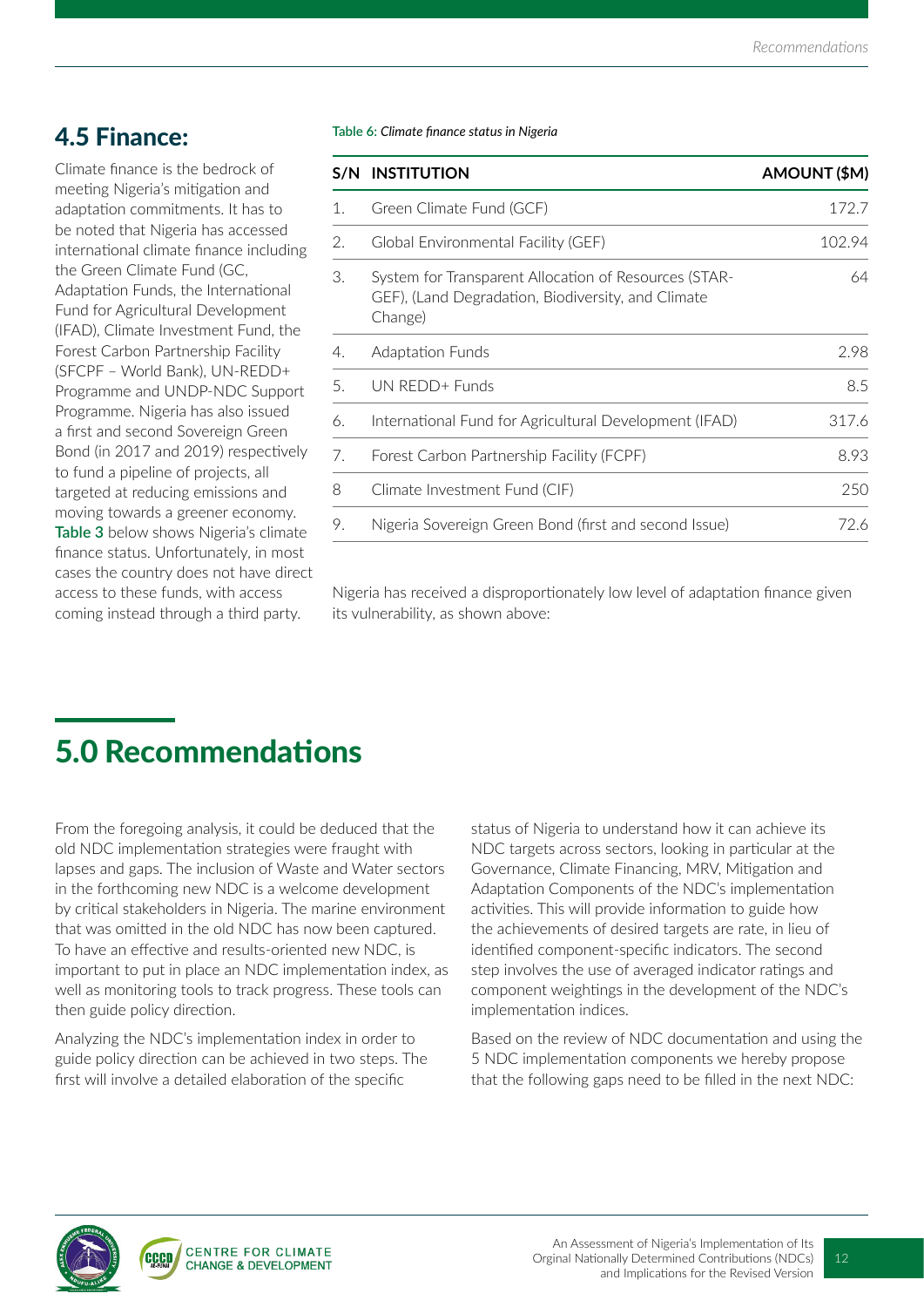## 4.5 Finance:

Climate finance is the bedrock of meeting Nigeria's mitigation and adaptation commitments. It has to be noted that Nigeria has accessed international climate finance including the Green Climate Fund (GC, Adaptation Funds, the International Fund for Agricultural Development (IFAD), Climate Investment Fund, the Forest Carbon Partnership Facility (SFCPF – World Bank), UN-REDD+ Programme and UNDP-NDC Support Programme. Nigeria has also issued a first and second Sovereign Green Bond (in 2017 and 2019) respectively to fund a pipeline of projects, all targeted at reducing emissions and moving towards a greener economy. **Table 3** below shows Nigeria's climate finance status. Unfortunately, in most cases the country does not have direct access to these funds, with access coming instead through a third party.

**Table 6:** *Climate finance status in Nigeria*

| S/N | INSTITUTION | AMOUNT ($M) |
|---|---|---|
| 1. | Green Climate Fund (GCF) | 172.7 |
| 2. | Global Environmental Facility (GEF) | 102.94 |
| 3. | System for Transparent Allocation of Resources (STAR-GEF), (Land Degradation, Biodiversity, and Climate Change) | 64 |
| 4. | Adaptation Funds | 2.98 |
| 5. | UN REDD+ Funds | 8.5 |
| 6. | International Fund for Agricultural Development (IFAD) | 317.6 |
| 7. | Forest Carbon Partnership Facility (FCPF) | 8.93 |
| 8 | Climate Investment Fund (CIF) | 250 |
| 9. | Nigeria Sovereign Green Bond (first and second Issue) | 72.6 |

Nigeria has received a disproportionately low level of adaptation finance given its vulnerability, as shown above:

# 5.0 Recommendations

From the foregoing analysis, it could be deduced that the old NDC implementation strategies were fraught with lapses and gaps. The inclusion of Waste and Water sectors in the forthcoming new NDC is a welcome development by critical stakeholders in Nigeria. The marine environment that was omitted in the old NDC has now been captured. To have an effective and results-oriented new NDC, is important to put in place an NDC implementation index, as well as monitoring tools to track progress. These tools can then guide policy direction.

Analyzing the NDC's implementation index in order to guide policy direction can be achieved in two steps. The first will involve a detailed elaboration of the specific status of Nigeria to understand how it can achieve its NDC targets across sectors, looking in particular at the Governance, Climate Financing, MRV, Mitigation and Adaptation Components of the NDC's implementation activities. This will provide information to guide how the achievements of desired targets are rate, in lieu of identified component-specific indicators. The second step involves the use of averaged indicator ratings and component weightings in the development of the NDC's implementation indices.

Based on the review of NDC documentation and using the 5 NDC implementation components we hereby propose that the following gaps need to be filled in the next NDC: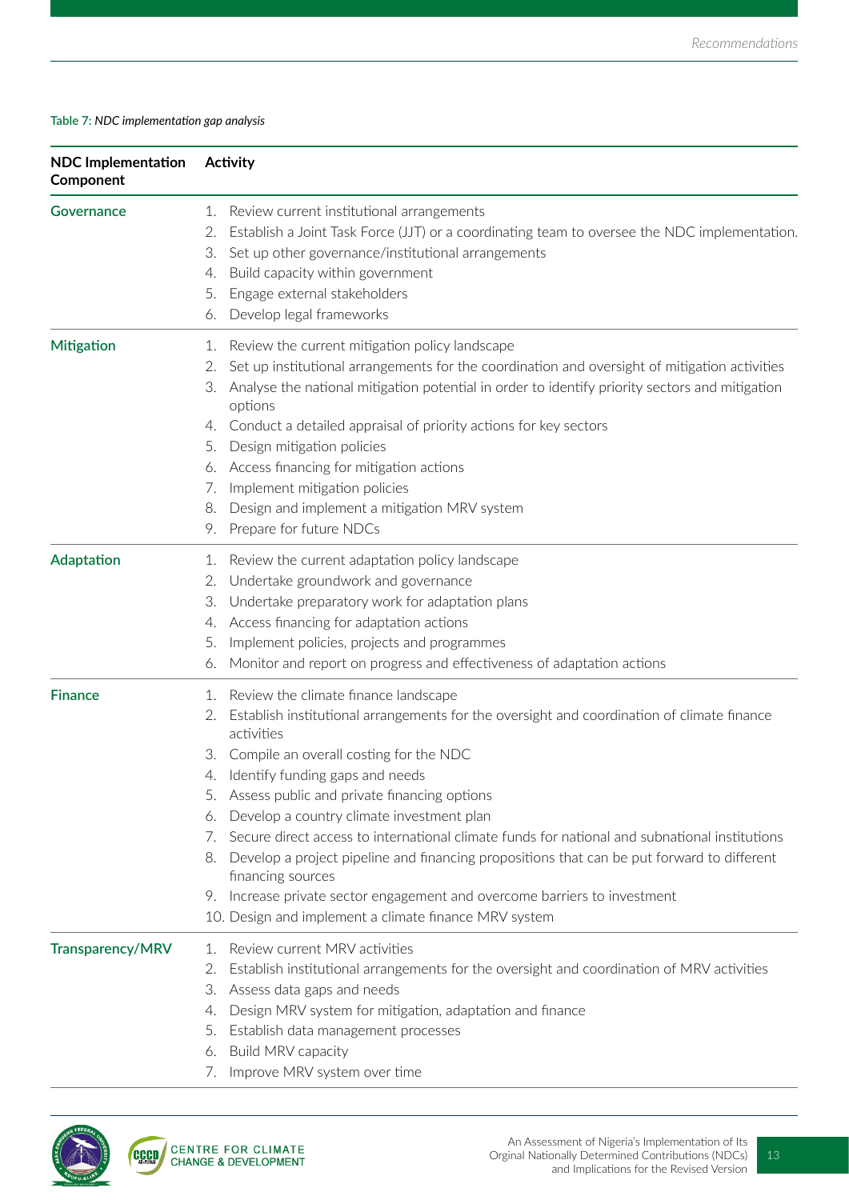Table 7: *NDC implementation gap analysis*

| NDC Implementation Component | Activity |
|---|---|
| Governance | 1. Review current institutional arrangements<br>2. Establish a Joint Task Force (JJT) or a coordinating team to oversee the NDC implementation.<br>3. Set up other governance/institutional arrangements<br>4. Build capacity within government<br>5. Engage external stakeholders<br>6. Develop legal frameworks |
| Mitigation | 1. Review the current mitigation policy landscape<br>2. Set up institutional arrangements for the coordination and oversight of mitigation activities<br>3. Analyse the national mitigation potential in order to identify priority sectors and mitigation options<br>4. Conduct a detailed appraisal of priority actions for key sectors<br>5. Design mitigation policies<br>6. Access financing for mitigation actions<br>7. Implement mitigation policies<br>8. Design and implement a mitigation MRV system<br>9. Prepare for future NDCs |
| Adaptation | 1. Review the current adaptation policy landscape<br>2. Undertake groundwork and governance<br>3. Undertake preparatory work for adaptation plans<br>4. Access financing for adaptation actions<br>5. Implement policies, projects and programmes<br>6. Monitor and report on progress and effectiveness of adaptation actions |
| Finance | 1. Review the climate finance landscape<br>2. Establish institutional arrangements for the oversight and coordination of climate finance activities<br>3. Compile an overall costing for the NDC<br>4. Identify funding gaps and needs<br>5. Assess public and private financing options<br>6. Develop a country climate investment plan<br>7. Secure direct access to international climate funds for national and subnational institutions<br>8. Develop a project pipeline and financing propositions that can be put forward to different financing sources<br>9. Increase private sector engagement and overcome barriers to investment<br>10. Design and implement a climate finance MRV system |
| Transparency/MRV | 1. Review current MRV activities<br>2. Establish institutional arrangements for the oversight and coordination of MRV activities<br>3. Assess data gaps and needs<br>4. Design MRV system for mitigation, adaptation and finance<br>5. Establish data management processes<br>6. Build MRV capacity<br>7. Improve MRV system over time |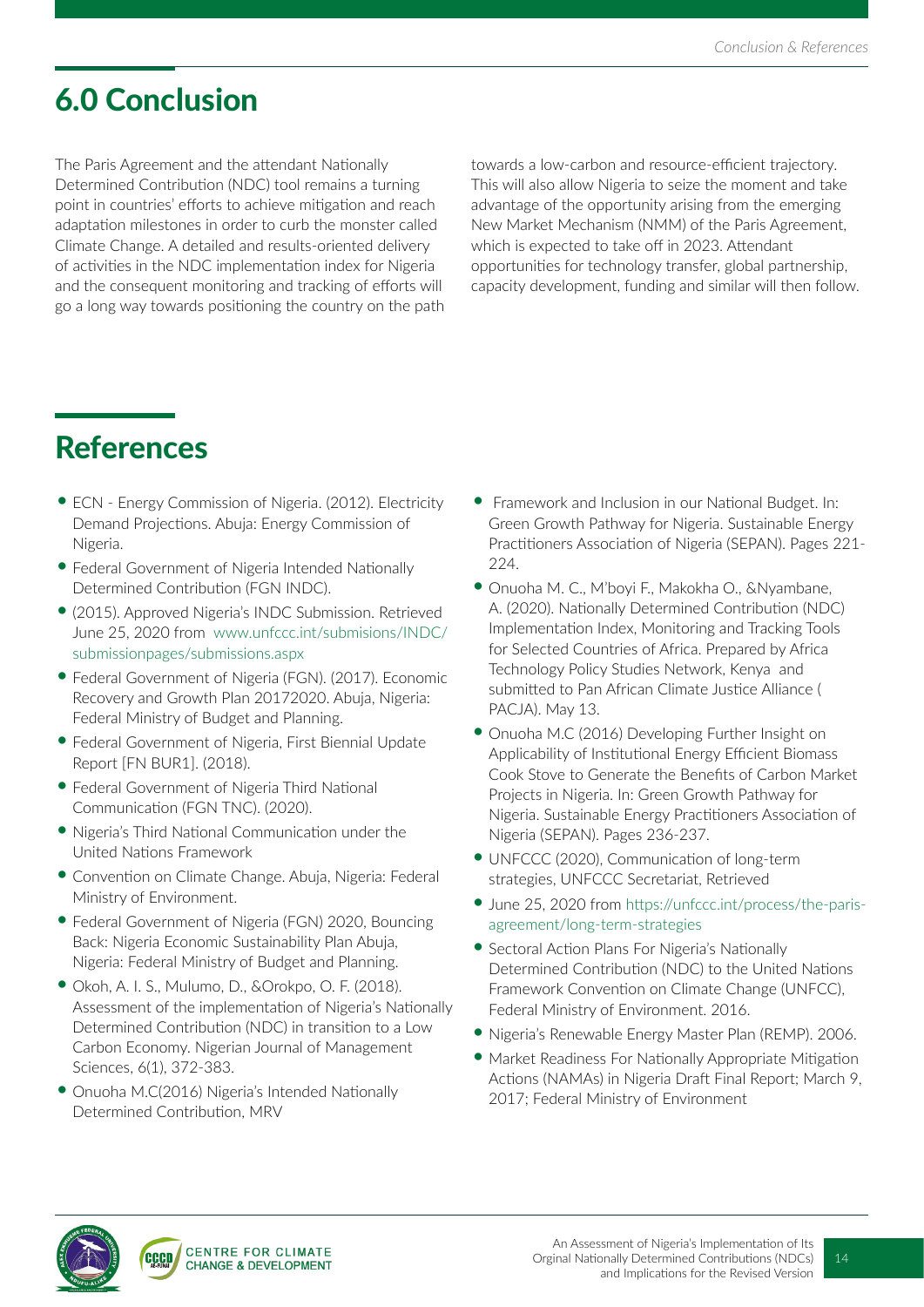# 6.0 Conclusion

The Paris Agreement and the attendant Nationally Determined Contribution (NDC) tool remains a turning point in countries' efforts to achieve mitigation and reach adaptation milestones in order to curb the monster called Climate Change. A detailed and results-oriented delivery of activities in the NDC implementation index for Nigeria and the consequent monitoring and tracking of efforts will go a long way towards positioning the country on the path towards a low-carbon and resource-efficient trajectory. This will also allow Nigeria to seize the moment and take advantage of the opportunity arising from the emerging New Market Mechanism (NMM) of the Paris Agreement, which is expected to take off in 2023. Attendant opportunities for technology transfer, global partnership, capacity development, funding and similar will then follow.

# References

- ECN - Energy Commission of Nigeria. (2012). Electricity Demand Projections. Abuja: Energy Commission of Nigeria.
- Federal Government of Nigeria Intended Nationally Determined Contribution (FGN INDC).
- (2015). Approved Nigeria's INDC Submission. Retrieved June 25, 2020 from www.unfccc.int/submisions/INDC/submissionpages/submissions.aspx
- Federal Government of Nigeria (FGN). (2017). Economic Recovery and Growth Plan 20172020. Abuja, Nigeria: Federal Ministry of Budget and Planning.
- Federal Government of Nigeria, First Biennial Update Report [FN BUR1]. (2018).
- Federal Government of Nigeria Third National Communication (FGN TNC). (2020).
- Nigeria's Third National Communication under the United Nations Framework
- Convention on Climate Change. Abuja, Nigeria: Federal Ministry of Environment.
- Federal Government of Nigeria (FGN) 2020, Bouncing Back: Nigeria Economic Sustainability Plan Abuja, Nigeria: Federal Ministry of Budget and Planning.
- Okoh, A. I. S., Mulumo, D., &Orokpo, O. F. (2018). Assessment of the implementation of Nigeria's Nationally Determined Contribution (NDC) in transition to a Low Carbon Economy. Nigerian Journal of Management Sciences, 6(1), 372-383.
- Onuoha M.C(2016) Nigeria's Intended Nationally Determined Contribution, MRV
- Framework and Inclusion in our National Budget. In: Green Growth Pathway for Nigeria. Sustainable Energy Practitioners Association of Nigeria (SEPAN). Pages 221-224.
- Onuoha M. C., M'boyi F., Makokha O., &Nyambane, A. (2020). Nationally Determined Contribution (NDC) Implementation Index, Monitoring and Tracking Tools for Selected Countries of Africa. Prepared by Africa Technology Policy Studies Network, Kenya and submitted to Pan African Climate Justice Alliance ( PACJA). May 13.
- Onuoha M.C (2016) Developing Further Insight on Applicability of Institutional Energy Efficient Biomass Cook Stove to Generate the Benefits of Carbon Market Projects in Nigeria. In: Green Growth Pathway for Nigeria. Sustainable Energy Practitioners Association of Nigeria (SEPAN). Pages 236-237.
- UNFCCC (2020), Communication of long-term strategies, UNFCCC Secretariat, Retrieved
- June 25, 2020 from https://unfccc.int/process/the-paris-agreement/long-term-strategies
- Sectoral Action Plans For Nigeria's Nationally Determined Contribution (NDC) to the United Nations Framework Convention on Climate Change (UNFCC), Federal Ministry of Environment. 2016.
- Nigeria's Renewable Energy Master Plan (REMP). 2006.
- Market Readiness For Nationally Appropriate Mitigation Actions (NAMAs) in Nigeria Draft Final Report; March 9, 2017; Federal Ministry of Environment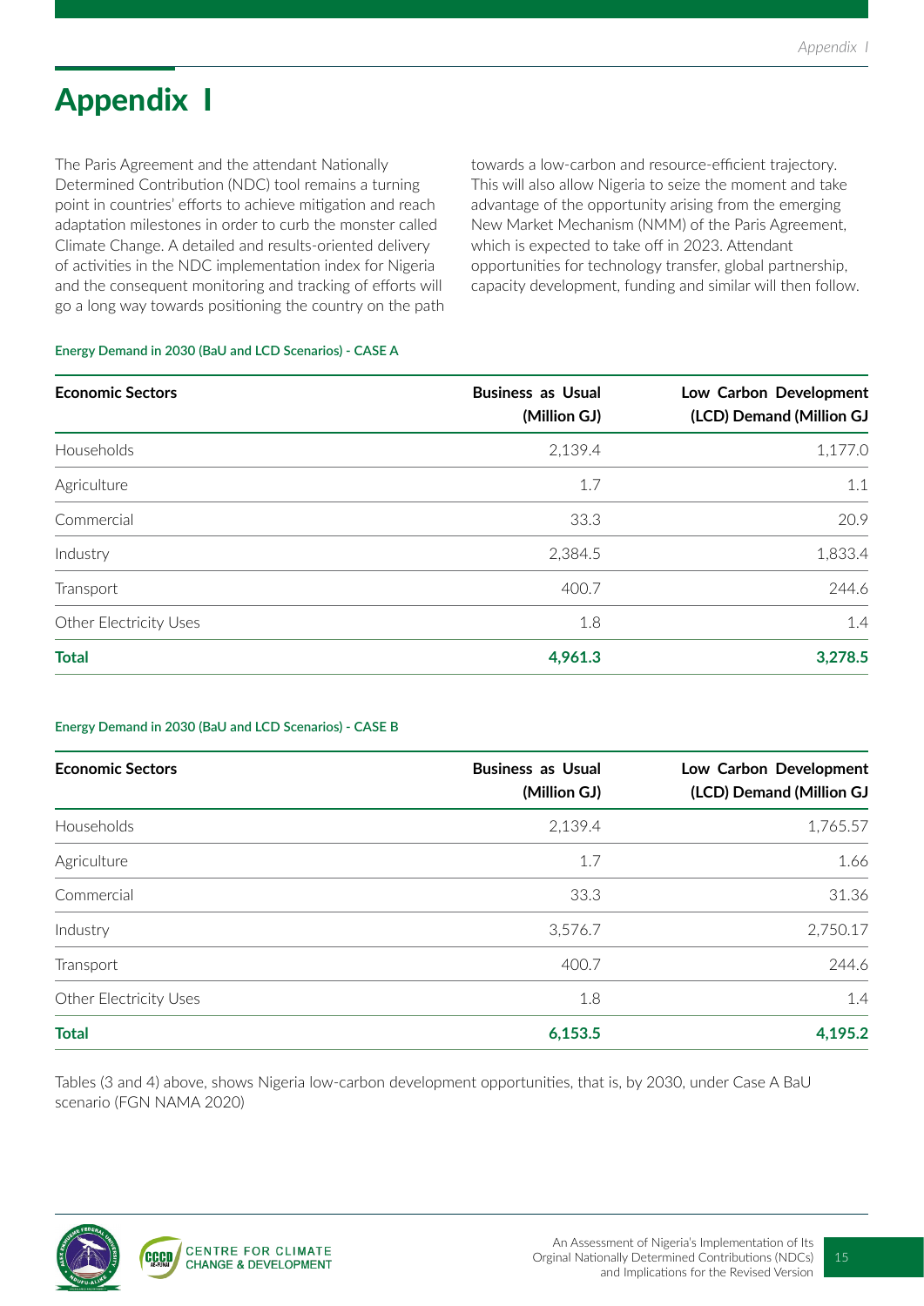# Appendix I

The Paris Agreement and the attendant Nationally Determined Contribution (NDC) tool remains a turning point in countries' efforts to achieve mitigation and reach adaptation milestones in order to curb the monster called Climate Change. A detailed and results-oriented delivery of activities in the NDC implementation index for Nigeria and the consequent monitoring and tracking of efforts will go a long way towards positioning the country on the path towards a low-carbon and resource-efficient trajectory. This will also allow Nigeria to seize the moment and take advantage of the opportunity arising from the emerging New Market Mechanism (NMM) of the Paris Agreement, which is expected to take off in 2023. Attendant opportunities for technology transfer, global partnership, capacity development, funding and similar will then follow.

**Energy Demand in 2030 (BaU and LCD Scenarios) - CASE A**

| Economic Sectors | Business as Usual (Million GJ) | Low Carbon Development (LCD) Demand (Million GJ |
|---|---:|---:|
| Households | 2,139.4 | 1,177.0 |
| Agriculture | 1.7 | 1.1 |
| Commercial | 33.3 | 20.9 |
| Industry | 2,384.5 | 1,833.4 |
| Transport | 400.7 | 244.6 |
| Other Electricity Uses | 1.8 | 1.4 |
| **Total** | **4,961.3** | **3,278.5** |

**Energy Demand in 2030 (BaU and LCD Scenarios) - CASE B**

| Economic Sectors | Business as Usual (Million GJ) | Low Carbon Development (LCD) Demand (Million GJ |
|---|---:|---:|
| Households | 2,139.4 | 1,765.57 |
| Agriculture | 1.7 | 1.66 |
| Commercial | 33.3 | 31.36 |
| Industry | 3,576.7 | 2,750.17 |
| Transport | 400.7 | 244.6 |
| Other Electricity Uses | 1.8 | 1.4 |
| **Total** | **6,153.5** | **4,195.2** |

Tables (3 and 4) above, shows Nigeria low-carbon development opportunities, that is, by 2030, under Case A BaU scenario (FGN NAMA 2020)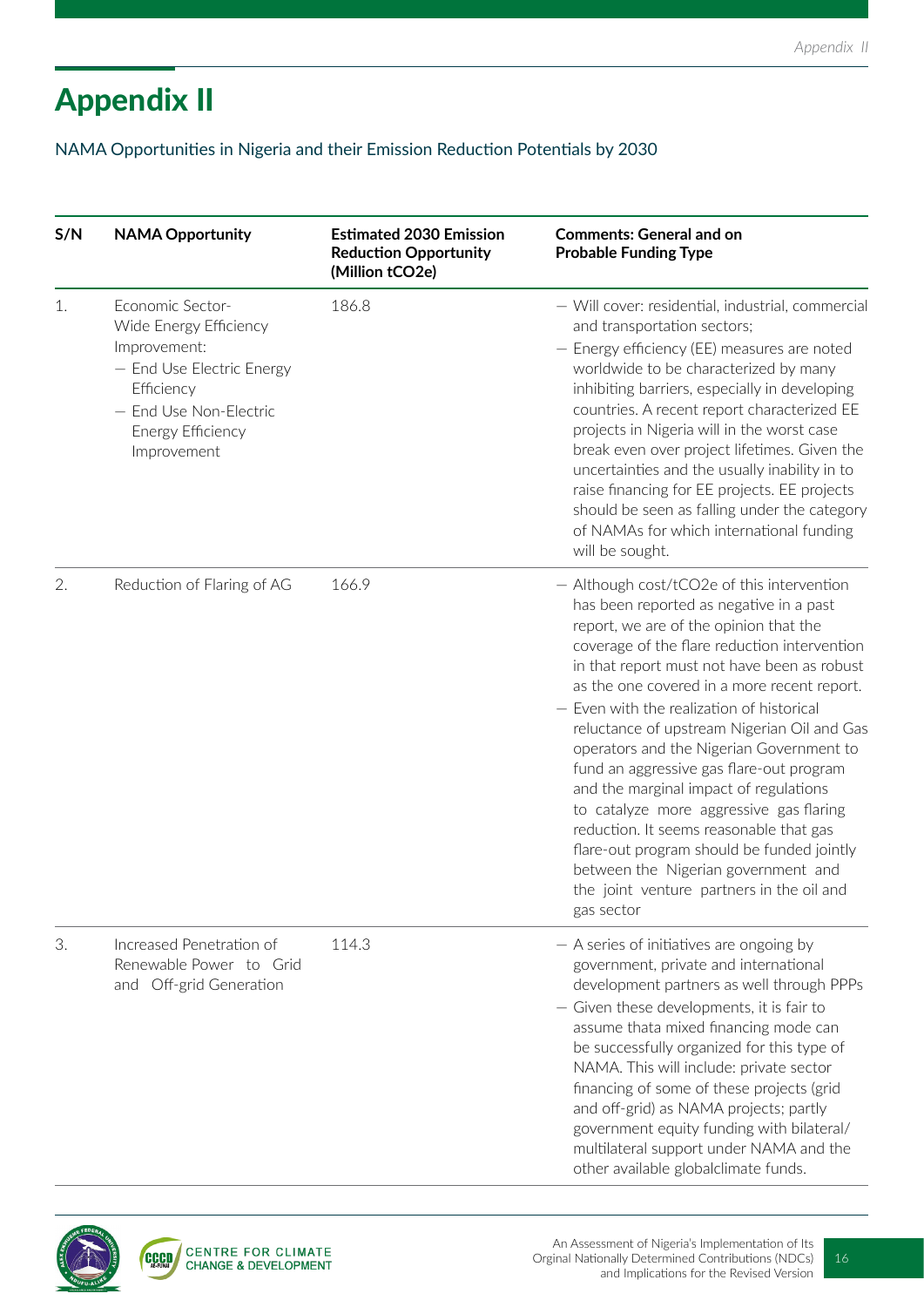# Appendix II

NAMA Opportunities in Nigeria and their Emission Reduction Potentials by 2030

| S/N | NAMA Opportunity | Estimated 2030 Emission Reduction Opportunity (Million tCO2e) | Comments: General and on Probable Funding Type |
|---|---|---|---|
| 1. | Economic Sector-Wide Energy Efficiency Improvement:<br>– End Use Electric Energy Efficiency<br>– End Use Non-Electric Energy Efficiency Improvement | 186.8 | – Will cover: residential, industrial, commercial and transportation sectors;<br>– Energy efficiency (EE) measures are noted worldwide to be characterized by many inhibiting barriers, especially in developing countries. A recent report characterized EE projects in Nigeria will in the worst case break even over project lifetimes. Given the uncertainties and the usually inability in to raise financing for EE projects. EE projects should be seen as falling under the category of NAMAs for which international funding will be sought. |
| 2. | Reduction of Flaring of AG | 166.9 | – Although cost/tCO2e of this intervention has been reported as negative in a past report, we are of the opinion that the coverage of the flare reduction intervention in that report must not have been as robust as the one covered in a more recent report.<br>– Even with the realization of historical reluctance of upstream Nigerian Oil and Gas operators and the Nigerian Government to fund an aggressive gas flare-out program and the marginal impact of regulations to catalyze more aggressive gas flaring reduction. It seems reasonable that gas flare-out program should be funded jointly between the Nigerian government and the joint venture partners in the oil and gas sector |
| 3. | Increased Penetration of Renewable Power to Grid and Off-grid Generation | 114.3 | – A series of initiatives are ongoing by government, private and international development partners as well through PPPs<br>– Given these developments, it is fair to assume thata mixed financing mode can be successfully organized for this type of NAMA. This will include: private sector financing of some of these projects (grid and off-grid) as NAMA projects; partly government equity funding with bilateral/ multilateral support under NAMA and the other available globalclimate funds. |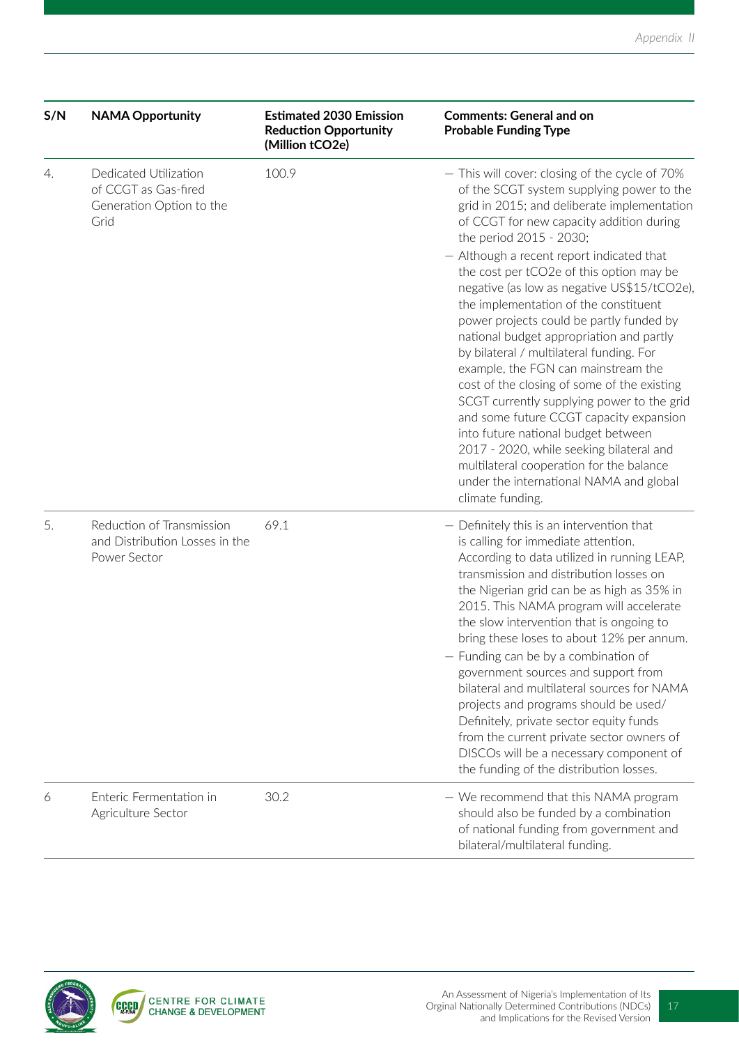| S/N | NAMA Opportunity | Estimated 2030 Emission Reduction Opportunity (Million tCO2e) | Comments: General and on Probable Funding Type |
|---|---|---|---|
| 4. | Dedicated Utilization of CCGT as Gas-fired Generation Option to the Grid | 100.9 | – This will cover: closing of the cycle of 70% of the SCGT system supplying power to the grid in 2015; and deliberate implementation of CCGT for new capacity addition during the period 2015 - 2030;<br>– Although a recent report indicated that the cost per tCO2e of this option may be negative (as low as negative US$15/tCO2e), the implementation of the constituent power projects could be partly funded by national budget appropriation and partly by bilateral / multilateral funding. For example, the FGN can mainstream the cost of the closing of some of the existing SCGT currently supplying power to the grid and some future CCGT capacity expansion into future national budget between 2017 - 2020, while seeking bilateral and multilateral cooperation for the balance under the international NAMA and global climate funding. |
| 5. | Reduction of Transmission and Distribution Losses in the Power Sector | 69.1 | – Definitely this is an intervention that is calling for immediate attention. According to data utilized in running LEAP, transmission and distribution losses on the Nigerian grid can be as high as 35% in 2015. This NAMA program will accelerate the slow intervention that is ongoing to bring these loses to about 12% per annum.<br>– Funding can be by a combination of government sources and support from bilateral and multilateral sources for NAMA projects and programs should be used/ Definitely, private sector equity funds from the current private sector owners of DISCOs will be a necessary component of the funding of the distribution losses. |
| 6 | Enteric Fermentation in Agriculture Sector | 30.2 | – We recommend that this NAMA program should also be funded by a combination of national funding from government and bilateral/multilateral funding. |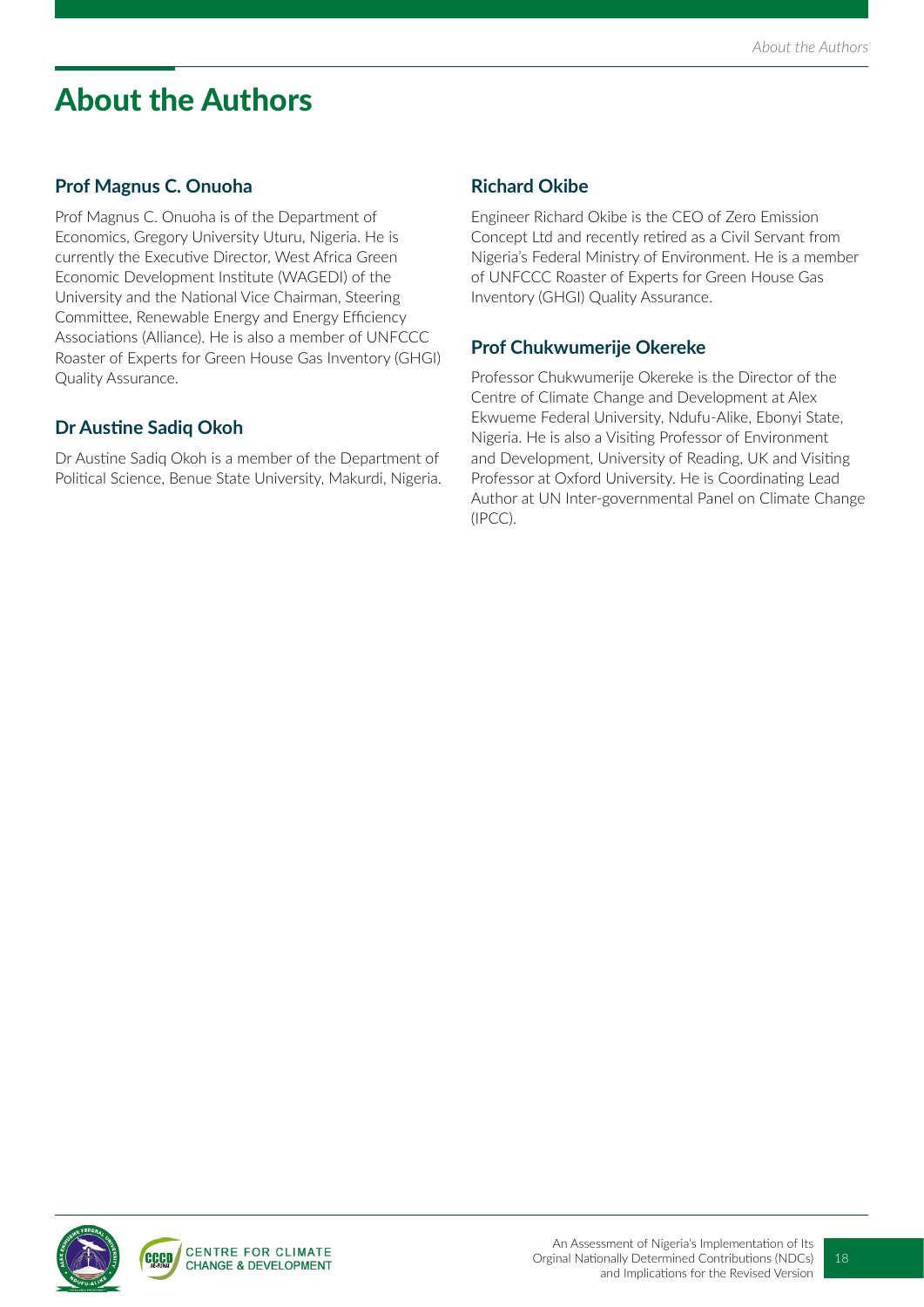# About the Authors

### Prof Magnus C. Onuoha

Prof Magnus C. Onuoha is of the Department of Economics, Gregory University Uturu, Nigeria. He is currently the Executive Director, West Africa Green Economic Development Institute (WAGEDI) of the University and the National Vice Chairman, Steering Committee, Renewable Energy and Energy Efficiency Associations (Alliance). He is also a member of UNFCCC Roaster of Experts for Green House Gas Inventory (GHGI) Quality Assurance.

### Dr Austine Sadiq Okoh

Dr Austine Sadiq Okoh is a member of the Department of Political Science, Benue State University, Makurdi, Nigeria.

### Richard Okibe

Engineer Richard Okibe is the CEO of Zero Emission Concept Ltd and recently retired as a Civil Servant from Nigeria's Federal Ministry of Environment. He is a member of UNFCCC Roaster of Experts for Green House Gas Inventory (GHGI) Quality Assurance.

### Prof Chukwumerije Okereke

Professor Chukwumerije Okereke is the Director of the Centre of Climate Change and Development at Alex Ekwueme Federal University, Ndufu-Alike, Ebonyi State, Nigeria. He is also a Visiting Professor of Environment and Development, University of Reading, UK and Visiting Professor at Oxford University. He is Coordinating Lead Author at UN Inter-governmental Panel on Climate Change (IPCC).